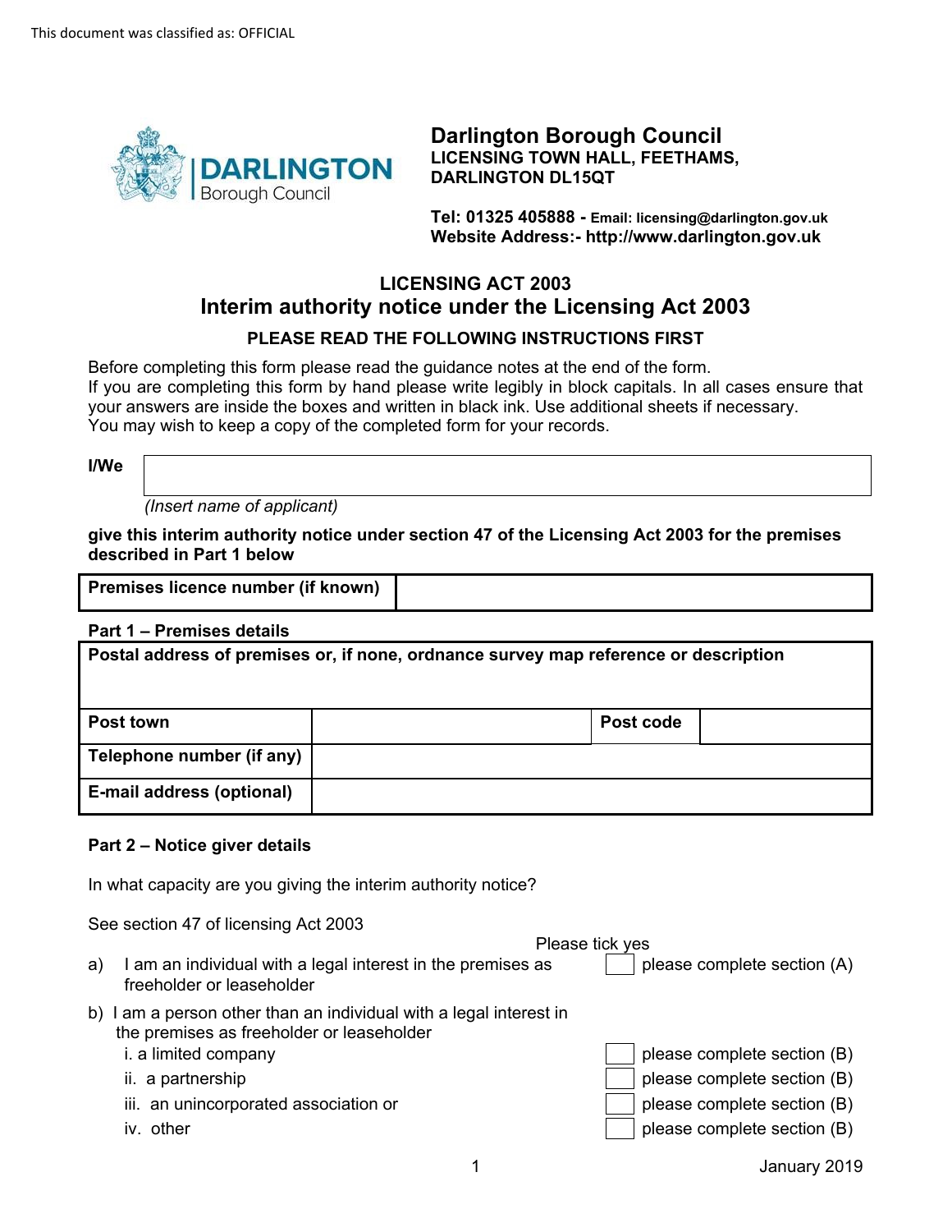This document was classified as: OFFICIAL

# Darlington Borough Council

**LICENSING TOWN HALL, FEETHAMS, DARLINGTON DL15QT**

**Tel: 01325 405888 - Email: licensing@darlington.gov.uk**
**Website Address:- http://www.darlington.gov.uk**

## LICENSING ACT 2003
## Interim authority notice under the Licensing Act 2003

**PLEASE READ THE FOLLOWING INSTRUCTIONS FIRST**

Before completing this form please read the guidance notes at the end of the form.
If you are completing this form by hand please write legibly in block capitals. In all cases ensure that your answers are inside the boxes and written in black ink. Use additional sheets if necessary.
You may wish to keep a copy of the completed form for your records.

**I/We** 

*(Insert name of applicant)*

**give this interim authority notice under section 47 of the Licensing Act 2003 for the premises described in Part 1 below**

| **Premises licence number (if known)** | |
|---|---|

### Part 1 – Premises details

| **Postal address of premises or, if none, ordnance survey map reference or description** | | | |
|---|---|---|---|
| **Post town** | | **Post code** | |
| **Telephone number (if any)** | | | |
| **E-mail address (optional)** | | | |

### Part 2 – Notice giver details

In what capacity are you giving the interim authority notice?

See section 47 of licensing Act 2003

| | Please tick yes | |
|---|---|---|
| a) I am an individual with a legal interest in the premises as freeholder or leaseholder | ☐ | please complete section (A) |
| b) I am a person other than an individual with a legal interest in the premises as freeholder or leaseholder | | |
| i. a limited company | ☐ | please complete section (B) |
| ii. a partnership | ☐ | please complete section (B) |
| iii. an unincorporated association or | ☐ | please complete section (B) |
| iv. other | ☐ | please complete section (B) |

January 2019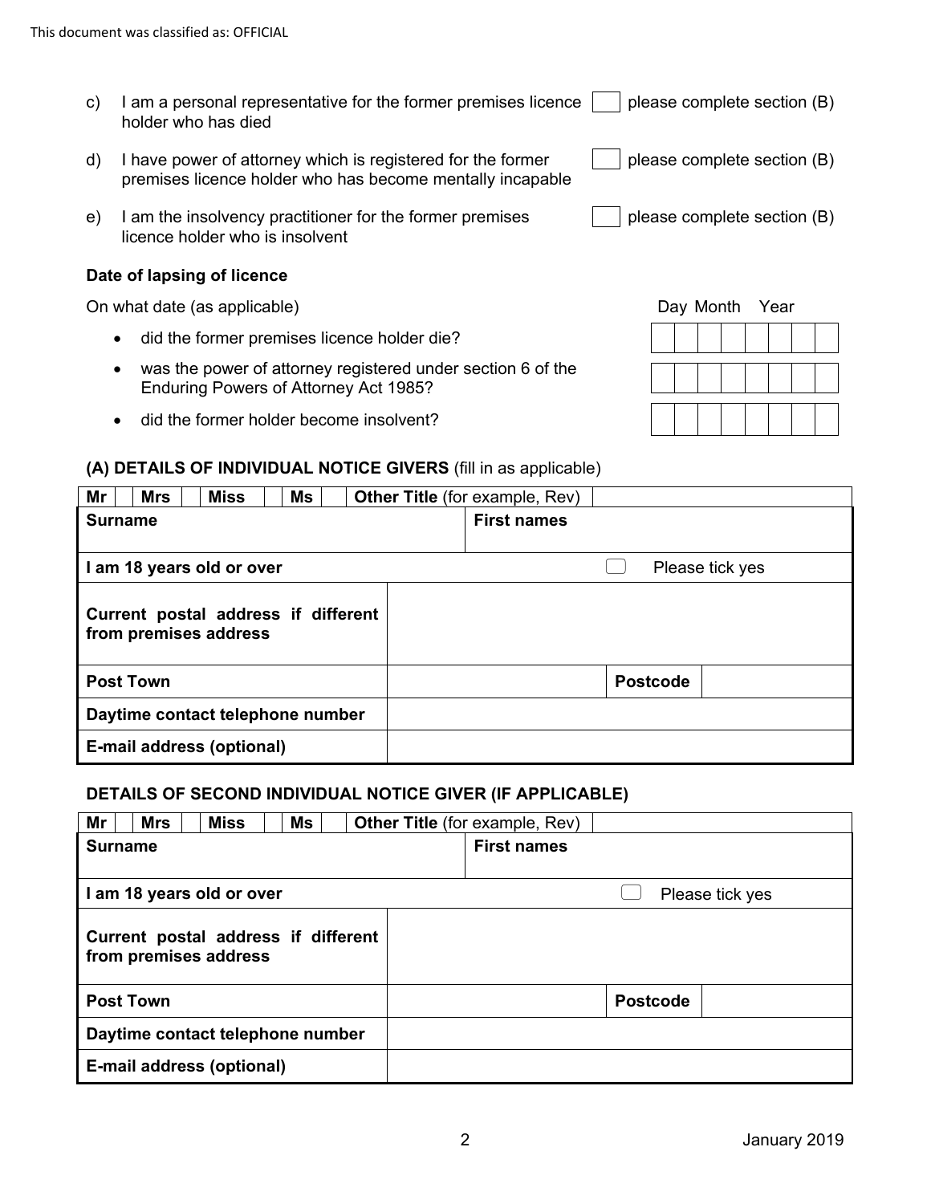c) I am a personal representative for the former premises licence holder who has died ☐ please complete section (B)

d) I have power of attorney which is registered for the former premises licence holder who has become mentally incapable ☐ please complete section (B)

e) I am the insolvency practitioner for the former premises licence holder who is insolvent ☐ please complete section (B)

**Date of lapsing of licence**

On what date (as applicable)

| | Day | Month | Year |
|---|---|---|---|
| did the former premises licence holder die? | | | |
| was the power of attorney registered under section 6 of the Enduring Powers of Attorney Act 1985? | | | |
| did the former holder become insolvent? | | | |

**(A) DETAILS OF INDIVIDUAL NOTICE GIVERS** (fill in as applicable)

| **Mr** ☐ **Mrs** ☐ **Miss** ☐ **Ms** ☐ | **Other Title** (for example, Rev) | |
|---|---|---|
| **Surname** | **First names** | |
| **I am 18 years old or over** | ☐ Please tick yes | |
| **Current postal address if different from premises address** | | |
| **Post Town** | | **Postcode** |
| **Daytime contact telephone number** | | |
| **E-mail address (optional)** | | |

**DETAILS OF SECOND INDIVIDUAL NOTICE GIVER (IF APPLICABLE)**

| **Mr** ☐ **Mrs** ☐ **Miss** ☐ **Ms** ☐ | **Other Title** (for example, Rev) | |
|---|---|---|
| **Surname** | **First names** | |
| **I am 18 years old or over** | ☐ Please tick yes | |
| **Current postal address if different from premises address** | | |
| **Post Town** | | **Postcode** |
| **Daytime contact telephone number** | | |
| **E-mail address (optional)** | | |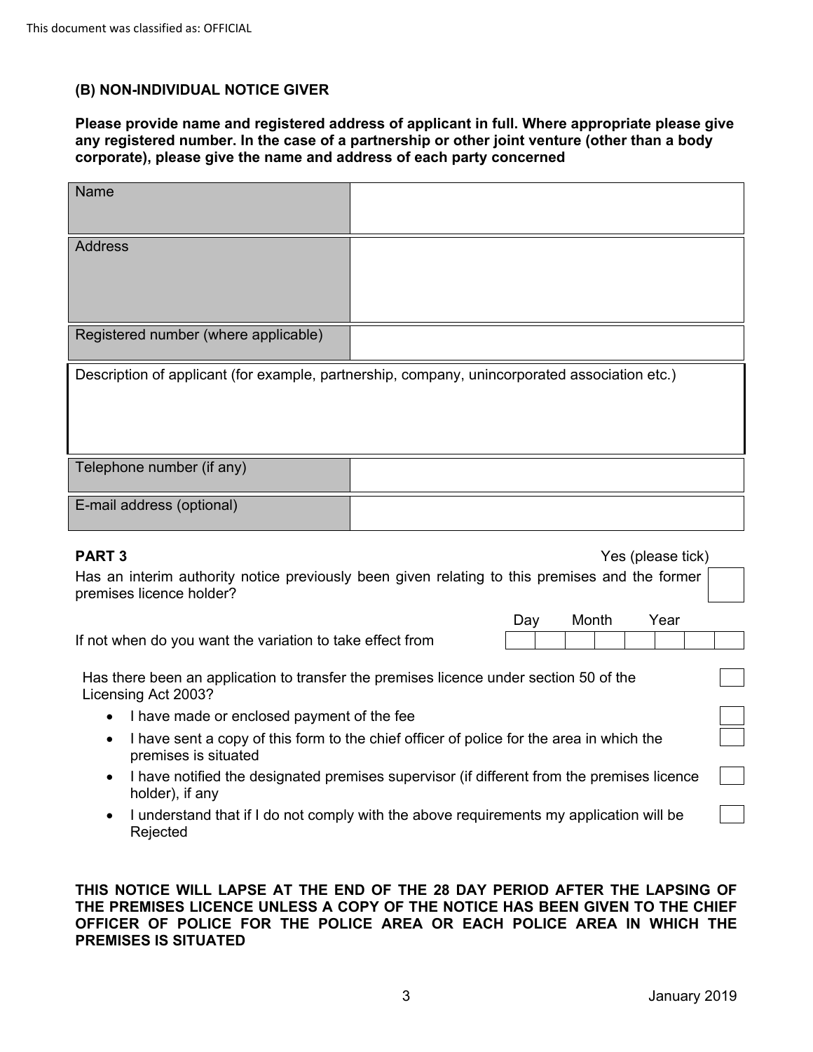### (B) NON-INDIVIDUAL NOTICE GIVER

**Please provide name and registered address of applicant in full. Where appropriate please give any registered number. In the case of a partnership or other joint venture (other than a body corporate), please give the name and address of each party concerned**

| | |
|---|---|
| Name | |
| Address | |
| Registered number (where applicable) | |

| Description of applicant (for example, partnership, company, unincorporated association etc.) |
|---|
| |

| | |
|---|---|
| Telephone number (if any) | |
| E-mail address (optional) | |

**PART 3**

| | Yes (please tick) |
|---|---|
| Has an interim authority notice previously been given relating to this premises and the former premises licence holder? | ☐ |

| | Day | | Month | | Year | | | |
|---|---|---|---|---|---|---|---|---|
| If not when do you want the variation to take effect from | | | | | | | | |

Has there been an application to transfer the premises licence under section 50 of the Licensing Act 2003? ☐

- I have made or enclosed payment of the fee ☐
- I have sent a copy of this form to the chief officer of police for the area in which the premises is situated ☐
- I have notified the designated premises supervisor (if different from the premises licence holder), if any ☐
- I understand that if I do not comply with the above requirements my application will be Rejected ☐

**THIS NOTICE WILL LAPSE AT THE END OF THE 28 DAY PERIOD AFTER THE LAPSING OF THE PREMISES LICENCE UNLESS A COPY OF THE NOTICE HAS BEEN GIVEN TO THE CHIEF OFFICER OF POLICE FOR THE POLICE AREA OR EACH POLICE AREA IN WHICH THE PREMISES IS SITUATED**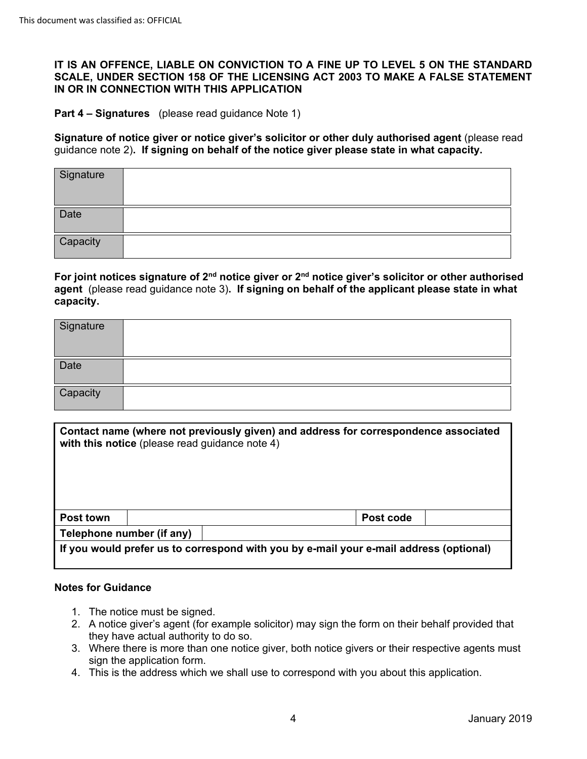**IT IS AN OFFENCE, LIABLE ON CONVICTION TO A FINE UP TO LEVEL 5 ON THE STANDARD SCALE, UNDER SECTION 158 OF THE LICENSING ACT 2003 TO MAKE A FALSE STATEMENT IN OR IN CONNECTION WITH THIS APPLICATION**

**Part 4 – Signatures** (please read guidance Note 1)

**Signature of notice giver or notice giver's solicitor or other duly authorised agent** (please read guidance note 2)**. If signing on behalf of the notice giver please state in what capacity.**

| | |
|---|---|
| Signature | |
| Date | |
| Capacity | |

**For joint notices signature of 2nd notice giver or 2nd notice giver's solicitor or other authorised agent** (please read guidance note 3)**. If signing on behalf of the applicant please state in what capacity.**

| | |
|---|---|
| Signature | |
| Date | |
| Capacity | |

| | | | |
|---|---|---|---|
| **Contact name (where not previously given) and address for correspondence associated with this notice** (please read guidance note 4) | | | |
| **Post town** | | **Post code** | |
| **Telephone number (if any)** | | | |
| **If you would prefer us to correspond with you by e-mail your e-mail address (optional)** | | | |

**Notes for Guidance**

1. The notice must be signed.
2. A notice giver's agent (for example solicitor) may sign the form on their behalf provided that they have actual authority to do so.
3. Where there is more than one notice giver, both notice givers or their respective agents must sign the application form.
4. This is the address which we shall use to correspond with you about this application.